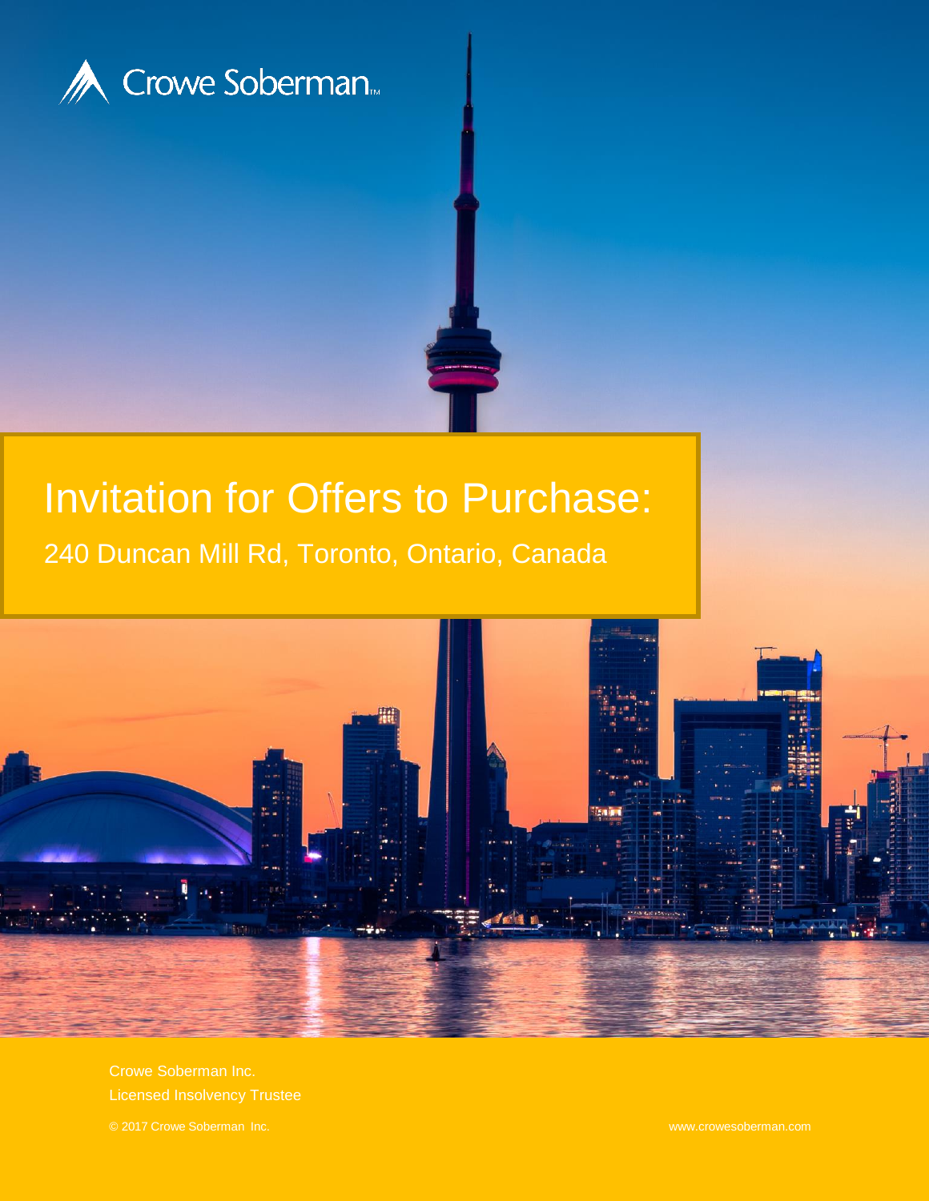Crowe Soberman™

# Invitation for Offers to Purchase:

## 240 Duncan Mill Rd, Toronto, Ontario, Canada

Crowe Soberman Inc.

Licensed Insolvency Trustee

© 2017 Crowe Soberman Inc.

www.crowesoberman.com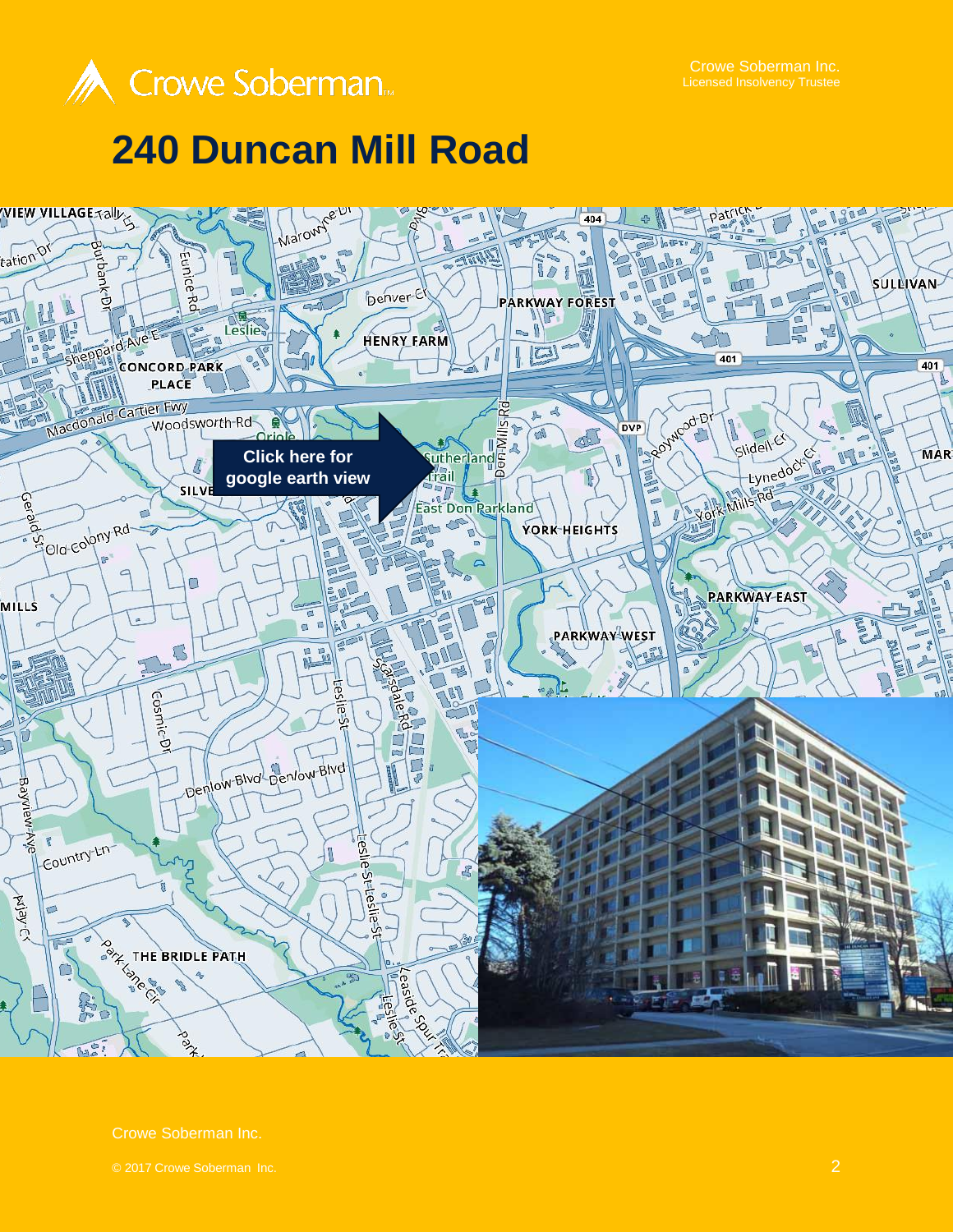# 240 Duncan Mill Road

Click here for google earth view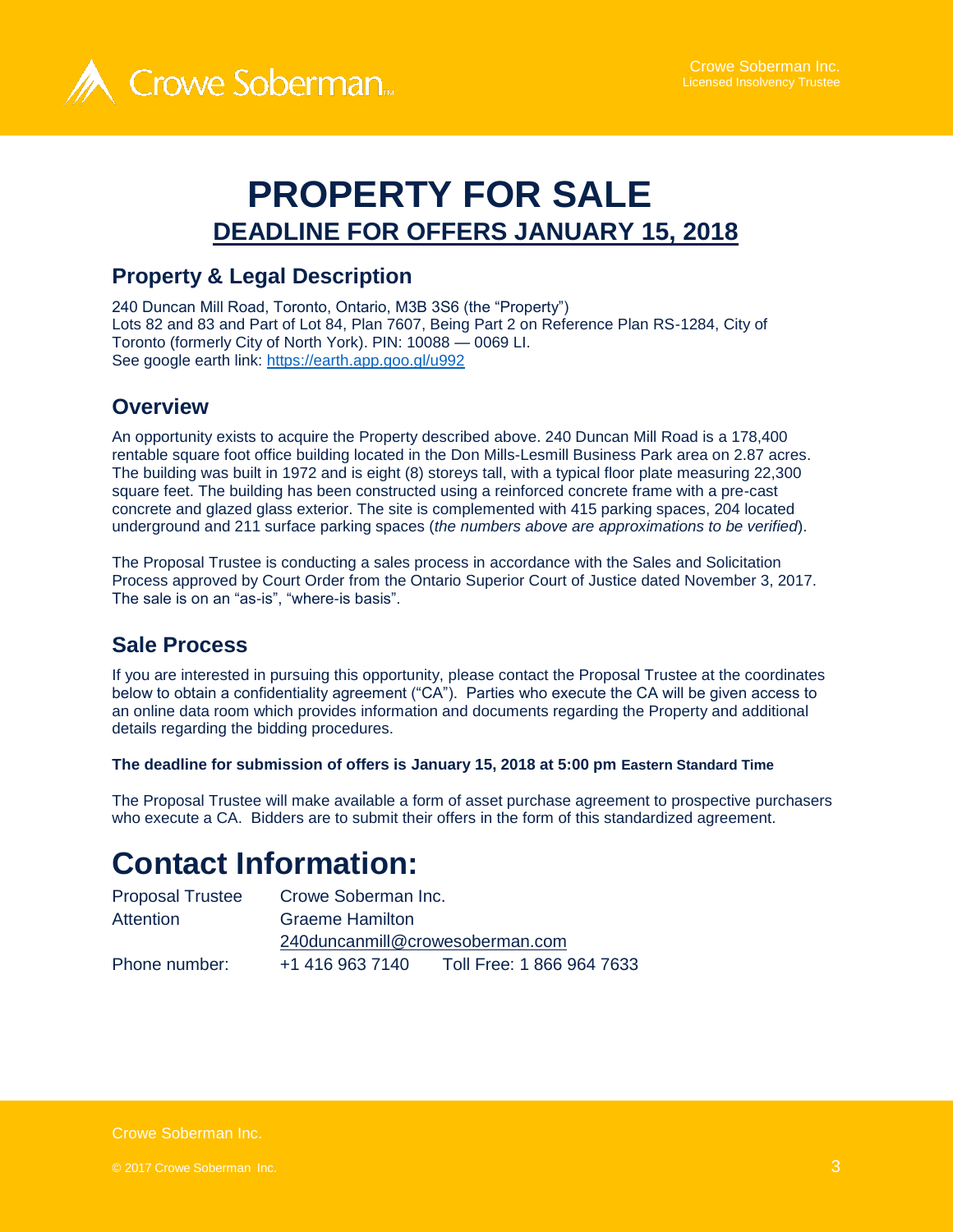# PROPERTY FOR SALE

## DEADLINE FOR OFFERS JANUARY 15, 2018

### Property & Legal Description

240 Duncan Mill Road, Toronto, Ontario, M3B 3S6 (the "Property")
Lots 82 and 83 and Part of Lot 84, Plan 7607, Being Part 2 on Reference Plan RS-1284, City of Toronto (formerly City of North York). PIN: 10088 — 0069 LI.
See google earth link: https://earth.app.goo.gl/u992

### Overview

An opportunity exists to acquire the Property described above. 240 Duncan Mill Road is a 178,400 rentable square foot office building located in the Don Mills-Lesmill Business Park area on 2.87 acres. The building was built in 1972 and is eight (8) storeys tall, with a typical floor plate measuring 22,300 square feet. The building has been constructed using a reinforced concrete frame with a pre-cast concrete and glazed glass exterior. The site is complemented with 415 parking spaces, 204 located underground and 211 surface parking spaces (*the numbers above are approximations to be verified*).

The Proposal Trustee is conducting a sales process in accordance with the Sales and Solicitation Process approved by Court Order from the Ontario Superior Court of Justice dated November 3, 2017. The sale is on an "as-is", "where-is basis".

### Sale Process

If you are interested in pursuing this opportunity, please contact the Proposal Trustee at the coordinates below to obtain a confidentiality agreement ("CA"). Parties who execute the CA will be given access to an online data room which provides information and documents regarding the Property and additional details regarding the bidding procedures.

**The deadline for submission of offers is January 15, 2018 at 5:00 pm Eastern Standard Time**

The Proposal Trustee will make available a form of asset purchase agreement to prospective purchasers who execute a CA. Bidders are to submit their offers in the form of this standardized agreement.

## Contact Information:

| | | |
|---|---|---|
| Proposal Trustee | Crowe Soberman Inc. | |
| Attention | Graeme Hamilton | |
| | 240duncanmill@crowesoberman.com | |
| Phone number: | +1 416 963 7140 | Toll Free: 1 866 964 7633 |